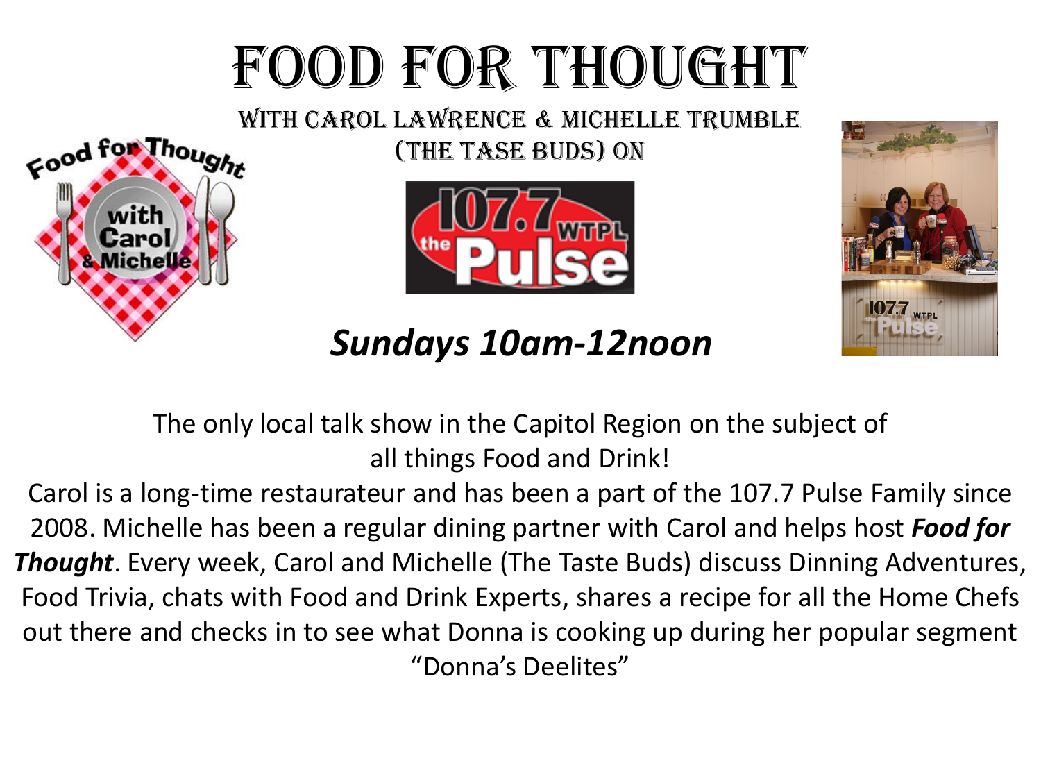# FOOD FOR THOUGHT

WITH CAROL LAWRENCE & MICHELLE TRUMBLE
(THE TASE BUDS) ON

***Sundays 10am-12noon***

The only local talk show in the Capitol Region on the subject of all things Food and Drink!

Carol is a long-time restaurateur and has been a part of the 107.7 Pulse Family since 2008. Michelle has been a regular dining partner with Carol and helps host ***Food for Thought***. Every week, Carol and Michelle (The Taste Buds) discuss Dinning Adventures, Food Trivia, chats with Food and Drink Experts, shares a recipe for all the Home Chefs out there and checks in to see what Donna is cooking up during her popular segment "Donna's Deelites"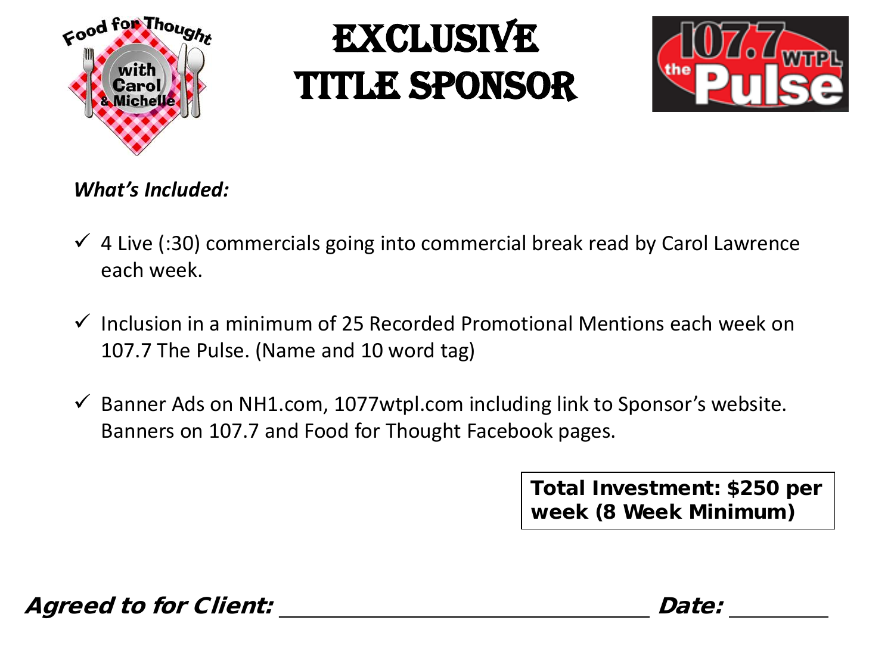# EXCLUSIVE TITLE SPONSOR

***What's Included:***

- ✓ 4 Live (:30) commercials going into commercial break read by Carol Lawrence each week.
- ✓ Inclusion in a minimum of 25 Recorded Promotional Mentions each week on 107.7 The Pulse. (Name and 10 word tag)
- ✓ Banner Ads on NH1.com, 1077wtpl.com including link to Sponsor's website. Banners on 107.7 and Food for Thought Facebook pages.

**Total Investment: $250 per week (8 Week Minimum)**

***Agreed to for Client:*** ______________________________ ***Date:*** ________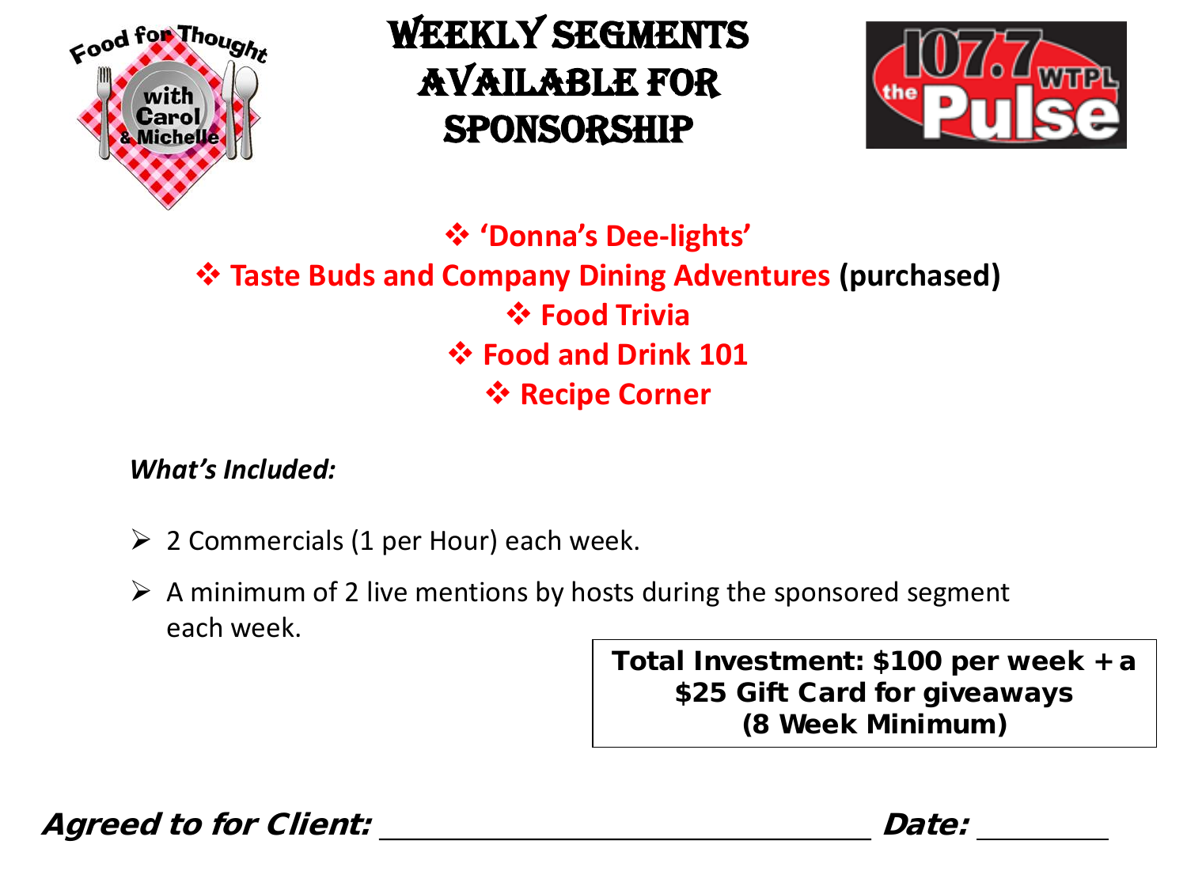# Weekly Segments Available for Sponsorship

- **'Donna's Dee-lights'**
- **Taste Buds and Company Dining Adventures** **(purchased)**
- **Food Trivia**
- **Food and Drink 101**
- **Recipe Corner**

***What's Included:***

- 2 Commercials (1 per Hour) each week.
- A minimum of 2 live mentions by hosts during the sponsored segment each week.

**Total Investment: $100 per week + a $25 Gift Card for giveaways (8 Week Minimum)**

***Agreed to for Client:*** ______________________________ ***Date:*** ________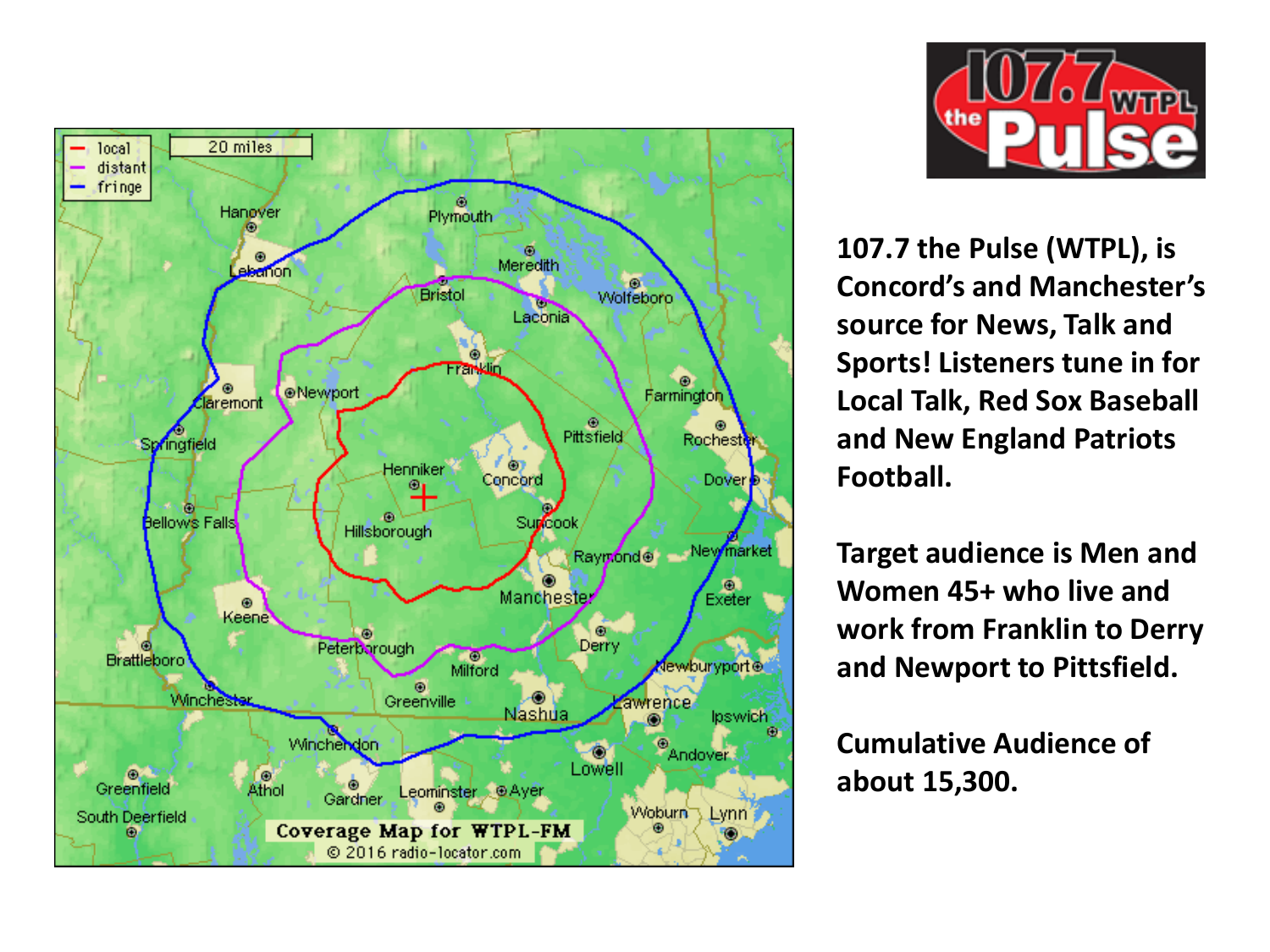107.7 the Pulse (WTPL), is Concord's and Manchester's source for News, Talk and Sports! Listeners tune in for Local Talk, Red Sox Baseball and New England Patriots Football.

Target audience is Men and Women 45+ who live and work from Franklin to Derry and Newport to Pittsfield.

Cumulative Audience of about 15,300.